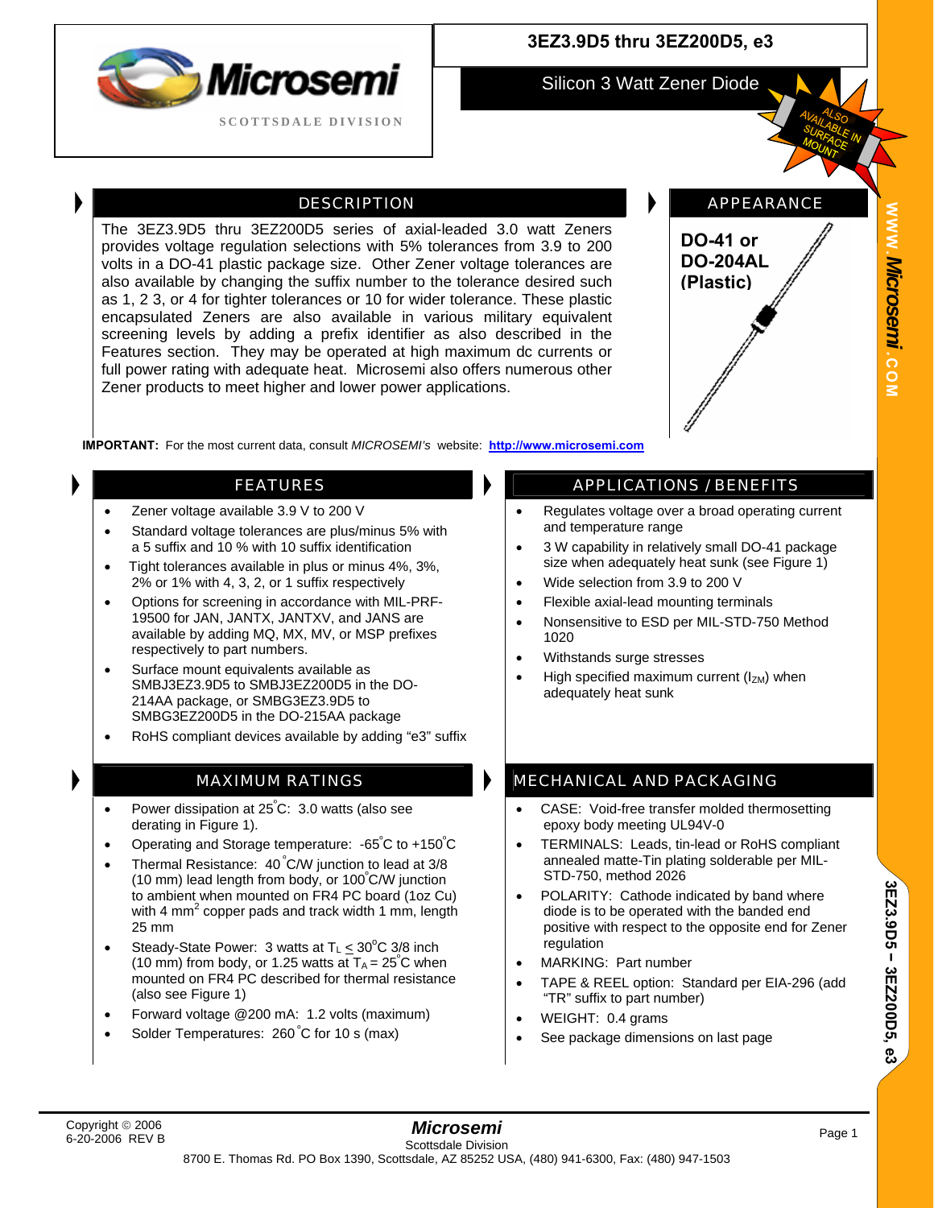# 3EZ3.9D5 thru 3EZ200D5, e3

## Silicon 3 Watt Zener Diode

ALSO AVAILABLE IN SURFACE MOUNT

## DESCRIPTION

The 3EZ3.9D5 thru 3EZ200D5 series of axial-leaded 3.0 watt Zeners provides voltage regulation selections with 5% tolerances from 3.9 to 200 volts in a DO-41 plastic package size. Other Zener voltage tolerances are also available by changing the suffix number to the tolerance desired such as 1, 2 3, or 4 for tighter tolerances or 10 for wider tolerance. These plastic encapsulated Zeners are also available in various military equivalent screening levels by adding a prefix identifier as also described in the Features section. They may be operated at high maximum dc currents or full power rating with adequate heat. Microsemi also offers numerous other Zener products to meet higher and lower power applications.

## APPEARANCE

**DO-41 or DO-204AL (Plastic)**

**IMPORTANT:** For the most current data, consult *MICROSEMI's* website: **http://www.microsemi.com**

## FEATURES

- Zener voltage available 3.9 V to 200 V
- Standard voltage tolerances are plus/minus 5% with a 5 suffix and 10 % with 10 suffix identification
- Tight tolerances available in plus or minus 4%, 3%, 2% or 1% with 4, 3, 2, or 1 suffix respectively
- Options for screening in accordance with MIL-PRF-19500 for JAN, JANTX, JANTXV, and JANS are available by adding MQ, MX, MV, or MSP prefixes respectively to part numbers.
- Surface mount equivalents available as SMBJ3EZ3.9D5 to SMBJ3EZ200D5 in the DO-214AA package, or SMBG3EZ3.9D5 to SMBG3EZ200D5 in the DO-215AA package
- RoHS compliant devices available by adding "e3" suffix

## APPLICATIONS / BENEFITS

- Regulates voltage over a broad operating current and temperature range
- 3 W capability in relatively small DO-41 package size when adequately heat sunk (see Figure 1)
- Wide selection from 3.9 to 200 V
- Flexible axial-lead mounting terminals
- Nonsensitive to ESD per MIL-STD-750 Method 1020
- Withstands surge stresses
- High specified maximum current ($I_{ZM}$) when adequately heat sunk

## MAXIMUM RATINGS

- Power dissipation at 25°C: 3.0 watts (also see derating in Figure 1).
- Operating and Storage temperature: -65°C to +150°C
- Thermal Resistance: 40 °C/W junction to lead at 3/8 (10 mm) lead length from body, or 100°C/W junction to ambient when mounted on FR4 PC board (1oz Cu) with 4 mm$^2$ copper pads and track width 1 mm, length 25 mm
- Steady-State Power: 3 watts at $T_L \leq 30°C$ 3/8 inch (10 mm) from body, or 1.25 watts at $T_A = 25°C$ when mounted on FR4 PC described for thermal resistance (also see Figure 1)
- Forward voltage @200 mA: 1.2 volts (maximum)
- Solder Temperatures: 260 °C for 10 s (max)

## MECHANICAL AND PACKAGING

- CASE: Void-free transfer molded thermosetting epoxy body meeting UL94V-0
- TERMINALS: Leads, tin-lead or RoHS compliant annealed matte-Tin plating solderable per MIL-STD-750, method 2026
- POLARITY: Cathode indicated by band where diode is to be operated with the banded end positive with respect to the opposite end for Zener regulation
- MARKING: Part number
- TAPE & REEL option: Standard per EIA-296 (add "TR" suffix to part number)
- WEIGHT: 0.4 grams
- See package dimensions on last page

Copyright © 2006
6-20-2006 REV B

*Microsemi*
Scottsdale Division
8700 E. Thomas Rd. PO Box 1390, Scottsdale, AZ 85252 USA, (480) 941-6300, Fax: (480) 947-1503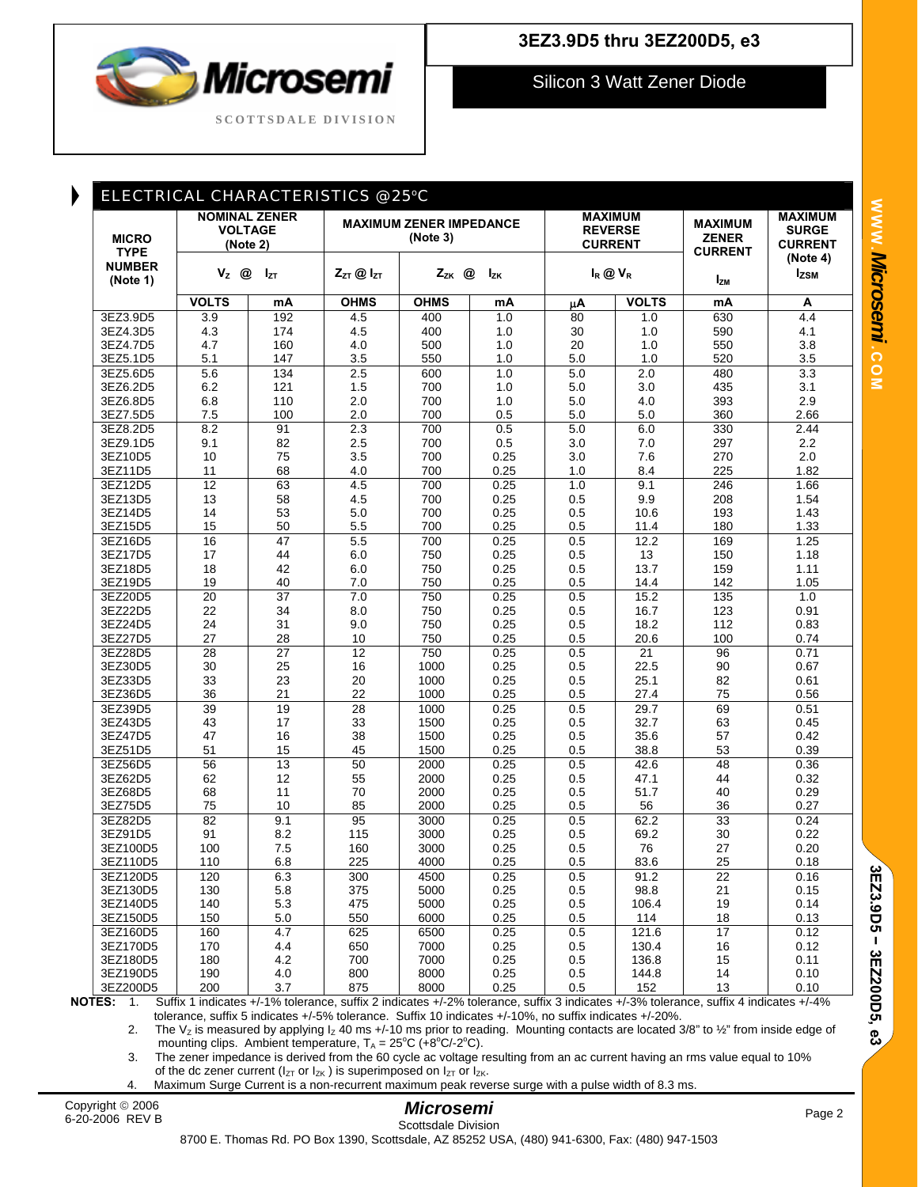# 3EZ3.9D5 thru 3EZ200D5, e3

Silicon 3 Watt Zener Diode

## ELECTRICAL CHARACTERISTICS @25°C

| MICRO TYPE NUMBER (Note 1) | NOMINAL ZENER VOLTAGE (Note 2) | | MAXIMUM ZENER IMPEDANCE (Note 3) | | | MAXIMUM REVERSE CURRENT | | MAXIMUM ZENER CURRENT | MAXIMUM SURGE CURRENT (Note 4) |
|---|---|---|---|---|---|---|---|---|---|
| | $V_Z$ @ | $I_{ZT}$ | $Z_{ZT}$ @ $I_{ZT}$ | $Z_{ZK}$ @ | $I_{ZK}$ | $I_R$ @ $V_R$ | | $I_{ZM}$ | $I_{ZSM}$ |
| | VOLTS | mA | OHMS | OHMS | mA | μA | VOLTS | mA | A |
| 3EZ3.9D5 | 3.9 | 192 | 4.5 | 400 | 1.0 | 80 | 1.0 | 630 | 4.4 |
| 3EZ4.3D5 | 4.3 | 174 | 4.5 | 400 | 1.0 | 30 | 1.0 | 590 | 4.1 |
| 3EZ4.7D5 | 4.7 | 160 | 4.0 | 500 | 1.0 | 20 | 1.0 | 550 | 3.8 |
| 3EZ5.1D5 | 5.1 | 147 | 3.5 | 550 | 1.0 | 5.0 | 1.0 | 520 | 3.5 |
| 3EZ5.6D5 | 5.6 | 134 | 2.5 | 600 | 1.0 | 5.0 | 2.0 | 480 | 3.3 |
| 3EZ6.2D5 | 6.2 | 121 | 1.5 | 700 | 1.0 | 5.0 | 3.0 | 435 | 3.1 |
| 3EZ6.8D5 | 6.8 | 110 | 2.0 | 700 | 1.0 | 5.0 | 4.0 | 393 | 2.9 |
| 3EZ7.5D5 | 7.5 | 100 | 2.0 | 700 | 0.5 | 5.0 | 5.0 | 360 | 2.66 |
| 3EZ8.2D5 | 8.2 | 91 | 2.3 | 700 | 0.5 | 5.0 | 6.0 | 330 | 2.44 |
| 3EZ9.1D5 | 9.1 | 82 | 2.5 | 700 | 0.5 | 3.0 | 7.0 | 297 | 2.2 |
| 3EZ10D5 | 10 | 75 | 3.5 | 700 | 0.25 | 3.0 | 7.6 | 270 | 2.0 |
| 3EZ11D5 | 11 | 68 | 4.0 | 700 | 0.25 | 1.0 | 8.4 | 225 | 1.82 |
| 3EZ12D5 | 12 | 63 | 4.5 | 700 | 0.25 | 1.0 | 9.1 | 246 | 1.66 |
| 3EZ13D5 | 13 | 58 | 4.5 | 700 | 0.25 | 0.5 | 9.9 | 208 | 1.54 |
| 3EZ14D5 | 14 | 53 | 5.0 | 700 | 0.25 | 0.5 | 10.6 | 193 | 1.43 |
| 3EZ15D5 | 15 | 50 | 5.5 | 700 | 0.25 | 0.5 | 11.4 | 180 | 1.33 |
| 3EZ16D5 | 16 | 47 | 5.5 | 700 | 0.25 | 0.5 | 12.2 | 169 | 1.25 |
| 3EZ17D5 | 17 | 44 | 6.0 | 750 | 0.25 | 0.5 | 13 | 150 | 1.18 |
| 3EZ18D5 | 18 | 42 | 6.0 | 750 | 0.25 | 0.5 | 13.7 | 159 | 1.11 |
| 3EZ19D5 | 19 | 40 | 7.0 | 750 | 0.25 | 0.5 | 14.4 | 142 | 1.05 |
| 3EZ20D5 | 20 | 37 | 7.0 | 750 | 0.25 | 0.5 | 15.2 | 135 | 1.0 |
| 3EZ22D5 | 22 | 34 | 8.0 | 750 | 0.25 | 0.5 | 16.7 | 123 | 0.91 |
| 3EZ24D5 | 24 | 31 | 9.0 | 750 | 0.25 | 0.5 | 18.2 | 112 | 0.83 |
| 3EZ27D5 | 27 | 28 | 10 | 750 | 0.25 | 0.5 | 20.6 | 100 | 0.74 |
| 3EZ28D5 | 28 | 27 | 12 | 750 | 0.25 | 0.5 | 21 | 96 | 0.71 |
| 3EZ30D5 | 30 | 25 | 16 | 1000 | 0.25 | 0.5 | 22.5 | 90 | 0.67 |
| 3EZ33D5 | 33 | 23 | 20 | 1000 | 0.25 | 0.5 | 25.1 | 82 | 0.61 |
| 3EZ36D5 | 36 | 21 | 22 | 1000 | 0.25 | 0.5 | 27.4 | 75 | 0.56 |
| 3EZ39D5 | 39 | 19 | 28 | 1000 | 0.25 | 0.5 | 29.7 | 69 | 0.51 |
| 3EZ43D5 | 43 | 17 | 33 | 1500 | 0.25 | 0.5 | 32.7 | 63 | 0.45 |
| 3EZ47D5 | 47 | 16 | 38 | 1500 | 0.25 | 0.5 | 35.6 | 57 | 0.42 |
| 3EZ51D5 | 51 | 15 | 45 | 1500 | 0.25 | 0.5 | 38.8 | 53 | 0.39 |
| 3EZ56D5 | 56 | 13 | 50 | 2000 | 0.25 | 0.5 | 42.6 | 48 | 0.36 |
| 3EZ62D5 | 62 | 12 | 55 | 2000 | 0.25 | 0.5 | 47.1 | 44 | 0.32 |
| 3EZ68D5 | 68 | 11 | 70 | 2000 | 0.25 | 0.5 | 51.7 | 40 | 0.29 |
| 3EZ75D5 | 75 | 10 | 85 | 2000 | 0.25 | 0.5 | 56 | 36 | 0.27 |
| 3EZ82D5 | 82 | 9.1 | 95 | 3000 | 0.25 | 0.5 | 62.2 | 33 | 0.24 |
| 3EZ91D5 | 91 | 8.2 | 115 | 3000 | 0.25 | 0.5 | 69.2 | 30 | 0.22 |
| 3EZ100D5 | 100 | 7.5 | 160 | 3000 | 0.25 | 0.5 | 76 | 27 | 0.20 |
| 3EZ110D5 | 110 | 6.8 | 225 | 4000 | 0.25 | 0.5 | 83.6 | 25 | 0.18 |
| 3EZ120D5 | 120 | 6.3 | 300 | 4500 | 0.25 | 0.5 | 91.2 | 22 | 0.16 |
| 3EZ130D5 | 130 | 5.8 | 375 | 5000 | 0.25 | 0.5 | 98.8 | 21 | 0.15 |
| 3EZ140D5 | 140 | 5.3 | 475 | 5000 | 0.25 | 0.5 | 106.4 | 19 | 0.14 |
| 3EZ150D5 | 150 | 5.0 | 550 | 6000 | 0.25 | 0.5 | 114 | 18 | 0.13 |
| 3EZ160D5 | 160 | 4.7 | 625 | 6500 | 0.25 | 0.5 | 121.6 | 17 | 0.12 |
| 3EZ170D5 | 170 | 4.4 | 650 | 7000 | 0.25 | 0.5 | 130.4 | 16 | 0.12 |
| 3EZ180D5 | 180 | 4.2 | 700 | 7000 | 0.25 | 0.5 | 136.8 | 15 | 0.11 |
| 3EZ190D5 | 190 | 4.0 | 800 | 8000 | 0.25 | 0.5 | 144.8 | 14 | 0.10 |
| 3EZ200D5 | 200 | 3.7 | 875 | 8000 | 0.25 | 0.5 | 152 | 13 | 0.10 |

**NOTES:**

1. Suffix 1 indicates +/-1% tolerance, suffix 2 indicates +/-2% tolerance, suffix 3 indicates +/-3% tolerance, suffix 4 indicates +/-4% tolerance, suffix 5 indicates +/-5% tolerance. Suffix 10 indicates +/-10%, no suffix indicates +/-20%.
2. The $V_Z$ is measured by applying $I_Z$ 40 ms +/-10 ms prior to reading. Mounting contacts are located 3/8" to ½" from inside edge of mounting clips. Ambient temperature, $T_A$ = 25°C (+8°C/-2°C).
3. The zener impedance is derived from the 60 cycle ac voltage resulting from an ac current having an rms value equal to 10% of the dc zener current ($I_{ZT}$ or $I_{ZK}$) is superimposed on $I_{ZT}$ or $I_{ZK}$.
4. Maximum Surge Current is a non-recurrent maximum peak reverse surge with a pulse width of 8.3 ms.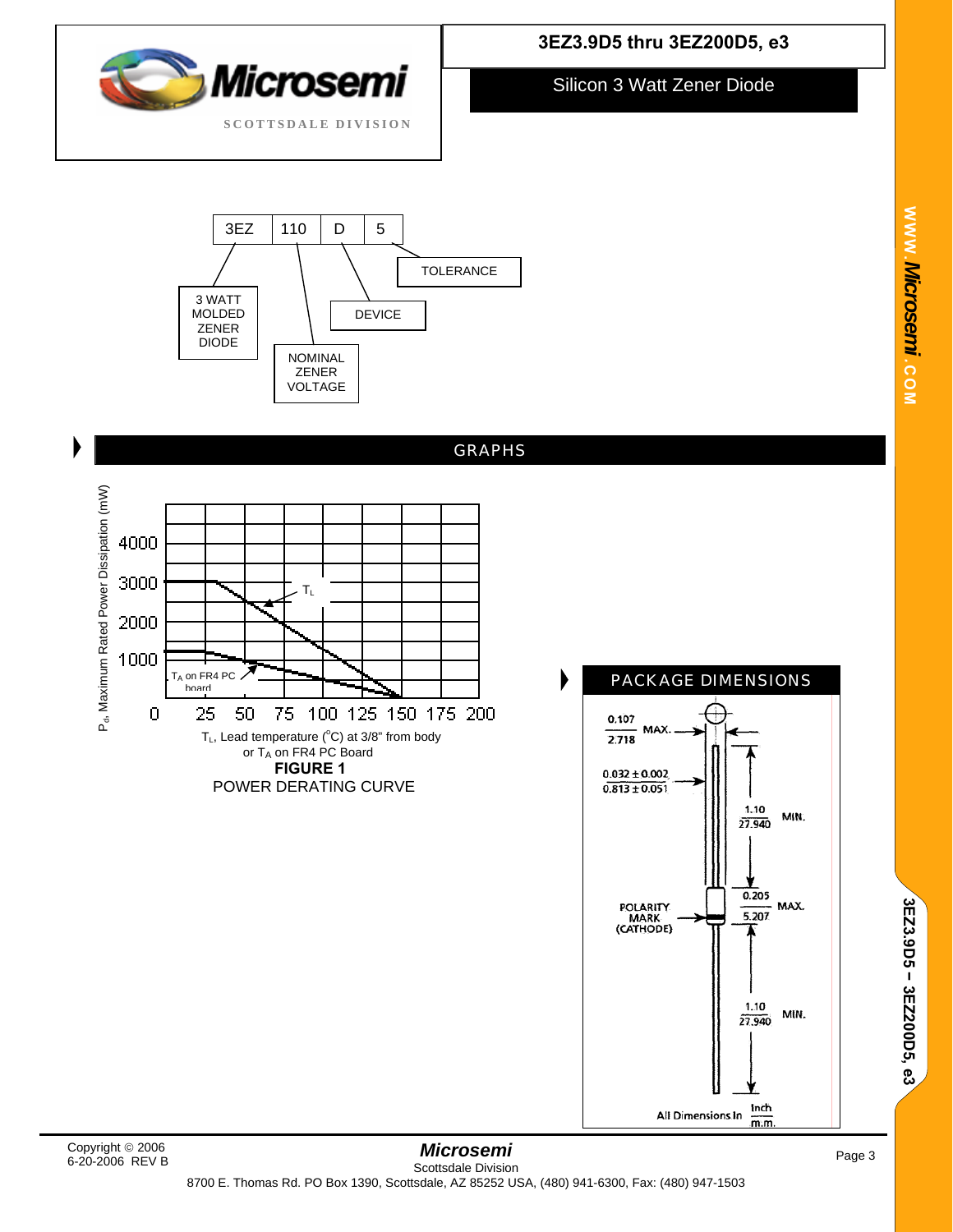# 3EZ3.9D5 thru 3EZ200D5, e3

## Silicon 3 Watt Zener Diode

3EZ | 110 | D | 5

- 3EZ: 3 WATT MOLDED ZENER DIODE
- 110: NOMINAL ZENER VOLTAGE
- D: DEVICE
- 5: TOLERANCE

## GRAPHS

$P_d$, Maximum Rated Power Dissipation (mW)

$T_L$

$T_A$ on FR4 PC board

$T_L$, Lead temperature (°C) at 3/8" from body or $T_A$ on FR4 PC Board

**FIGURE 1**

POWER DERATING CURVE

## PACKAGE DIMENSIONS

- 0.107 / 2.718 MAX.
- 0.032 ± 0.002 / 0.813 ± 0.051
- 1.10 / 27.940 MIN.
- 0.205 / 5.207 MAX.
- POLARITY MARK (CATHODE)
- 1.10 / 27.940 MIN.

All Dimensions In Inch / m.m.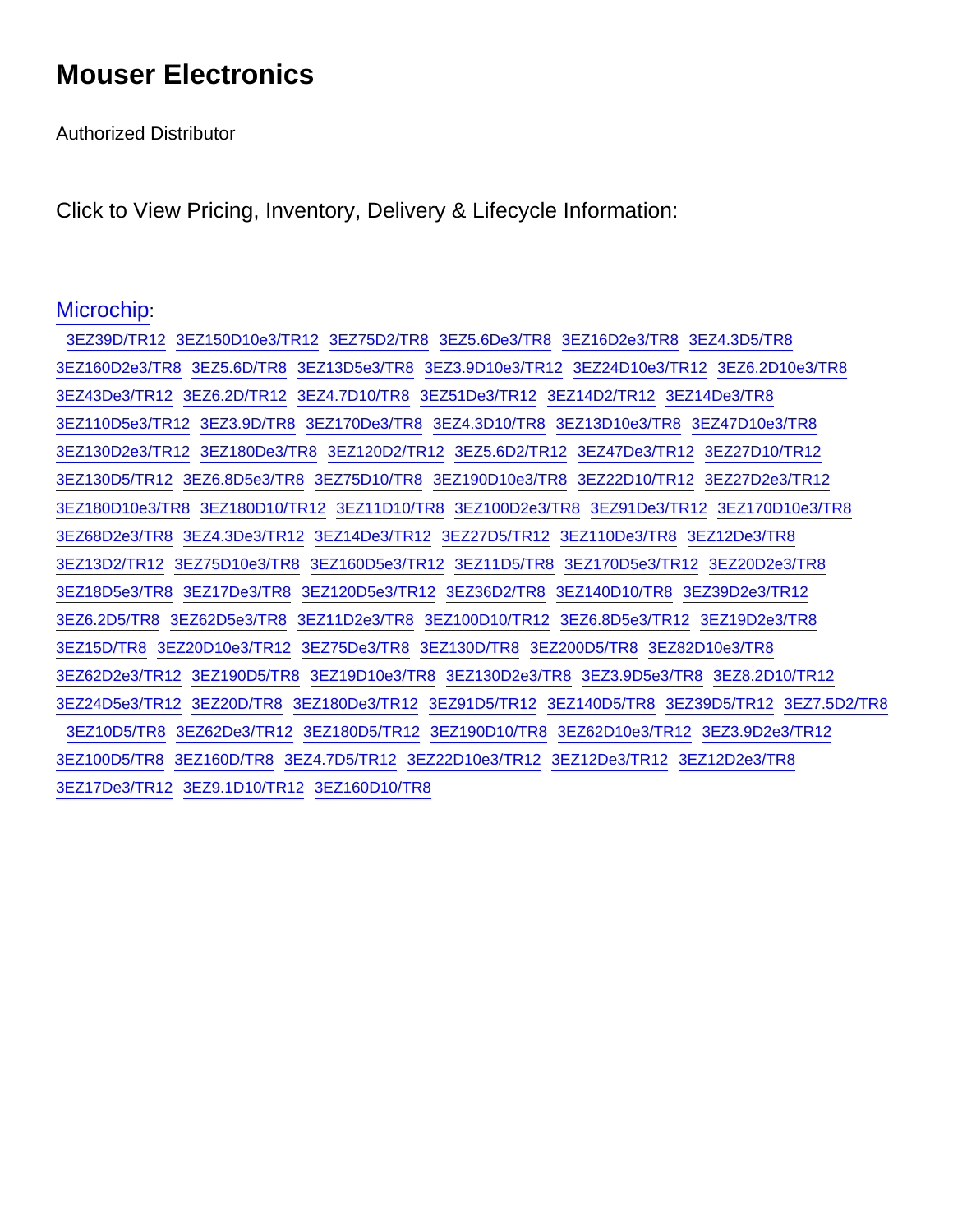# Mouser Electronics

Authorized Distributor

Click to View Pricing, Inventory, Delivery & Lifecycle Information:

Microchip:

3EZ39D/TR12 3EZ150D10e3/TR12 3EZ75D2/TR8 3EZ5.6De3/TR8 3EZ16D2e3/TR8 3EZ4.3D5/TR8 3EZ160D2e3/TR8 3EZ5.6D/TR8 3EZ13D5e3/TR8 3EZ3.9D10e3/TR12 3EZ24D10e3/TR12 3EZ6.2D10e3/TR8 3EZ43De3/TR12 3EZ6.2D/TR12 3EZ4.7D10/TR8 3EZ51De3/TR12 3EZ14D2/TR12 3EZ14De3/TR8 3EZ110D5e3/TR12 3EZ3.9D/TR8 3EZ170De3/TR8 3EZ4.3D10/TR8 3EZ13D10e3/TR8 3EZ47D10e3/TR8 3EZ130D2e3/TR12 3EZ180De3/TR8 3EZ120D2/TR12 3EZ5.6D2/TR12 3EZ47De3/TR12 3EZ27D10/TR12 3EZ130D5/TR12 3EZ6.8D5e3/TR8 3EZ75D10/TR8 3EZ190D10e3/TR8 3EZ22D10/TR12 3EZ27D2e3/TR12 3EZ180D10e3/TR8 3EZ180D10/TR12 3EZ11D10/TR8 3EZ100D2e3/TR8 3EZ91De3/TR12 3EZ170D10e3/TR8 3EZ68D2e3/TR8 3EZ4.3De3/TR12 3EZ14De3/TR12 3EZ27D5/TR12 3EZ110De3/TR8 3EZ12De3/TR8 3EZ13D2/TR12 3EZ75D10e3/TR8 3EZ160D5e3/TR12 3EZ11D5/TR8 3EZ170D5e3/TR12 3EZ20D2e3/TR8 3EZ18D5e3/TR8 3EZ17De3/TR8 3EZ120D5e3/TR12 3EZ36D2/TR8 3EZ140D10/TR8 3EZ39D2e3/TR12 3EZ6.2D5/TR8 3EZ62D5e3/TR8 3EZ11D2e3/TR8 3EZ100D10/TR12 3EZ6.8D5e3/TR12 3EZ19D2e3/TR8 3EZ15D/TR8 3EZ20D10e3/TR12 3EZ75De3/TR8 3EZ130D/TR8 3EZ200D5/TR8 3EZ82D10e3/TR8 3EZ62D2e3/TR12 3EZ190D5/TR8 3EZ19D10e3/TR8 3EZ130D2e3/TR8 3EZ3.9D5e3/TR8 3EZ8.2D10/TR12 3EZ24D5e3/TR12 3EZ20D/TR8 3EZ180De3/TR12 3EZ91D5/TR12 3EZ140D5/TR8 3EZ39D5/TR12 3EZ7.5D2/TR8 3EZ10D5/TR8 3EZ62De3/TR12 3EZ180D5/TR12 3EZ190D10/TR8 3EZ62D10e3/TR12 3EZ3.9D2e3/TR12 3EZ100D5/TR8 3EZ160D/TR8 3EZ4.7D5/TR12 3EZ22D10e3/TR12 3EZ12De3/TR12 3EZ12D2e3/TR8 3EZ17De3/TR12 3EZ9.1D10/TR12 3EZ160D10/TR8